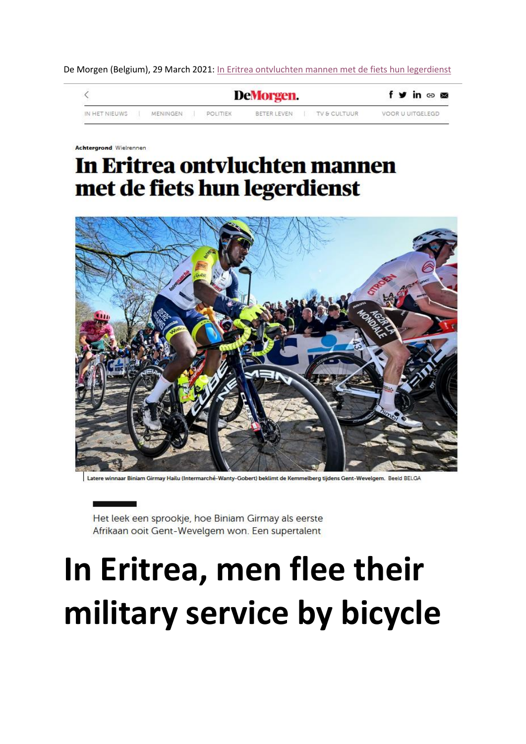De Morgen (Belgium), 29 March 2021: In Eritrea ontvluchten mannen met de fiets hun legerdienst

**Achtergrond** Wielrennen

# In Eritrea ontvluchten mannen met de fiets hun legerdienst

Latere winnaar Biniam Girmay Hailu (Intermarché-Wanty-Gobert) beklimt de Kemmelberg tijdens Gent-Wevelgem. Beeld BELGA

Het leek een sprookje, hoe Biniam Girmay als eerste Afrikaan ooit Gent-Wevelgem won. Een supertalent

# In Eritrea, men flee their military service by bicycle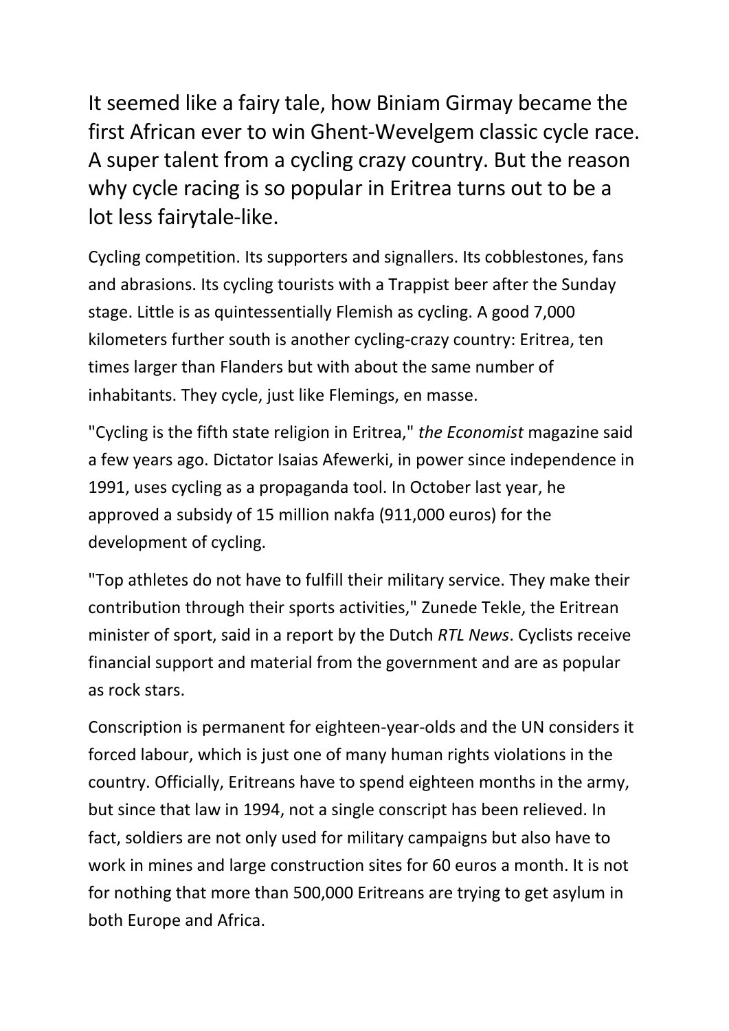It seemed like a fairy tale, how Biniam Girmay became the first African ever to win Ghent-Wevelgem classic cycle race. A super talent from a cycling crazy country. But the reason why cycle racing is so popular in Eritrea turns out to be a lot less fairytale-like.

Cycling competition. Its supporters and signallers. Its cobblestones, fans and abrasions. Its cycling tourists with a Trappist beer after the Sunday stage. Little is as quintessentially Flemish as cycling. A good 7,000 kilometers further south is another cycling-crazy country: Eritrea, ten times larger than Flanders but with about the same number of inhabitants. They cycle, just like Flemings, en masse.

"Cycling is the fifth state religion in Eritrea," *the Economist* magazine said a few years ago. Dictator Isaias Afewerki, in power since independence in 1991, uses cycling as a propaganda tool. In October last year, he approved a subsidy of 15 million nakfa (911,000 euros) for the development of cycling.

"Top athletes do not have to fulfill their military service. They make their contribution through their sports activities," Zunede Tekle, the Eritrean minister of sport, said in a report by the Dutch *RTL News*. Cyclists receive financial support and material from the government and are as popular as rock stars.

Conscription is permanent for eighteen-year-olds and the UN considers it forced labour, which is just one of many human rights violations in the country. Officially, Eritreans have to spend eighteen months in the army, but since that law in 1994, not a single conscript has been relieved. In fact, soldiers are not only used for military campaigns but also have to work in mines and large construction sites for 60 euros a month. It is not for nothing that more than 500,000 Eritreans are trying to get asylum in both Europe and Africa.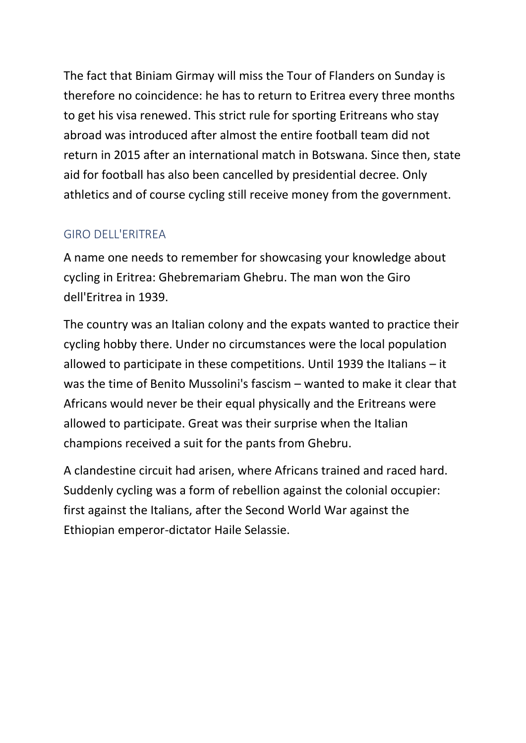The fact that Biniam Girmay will miss the Tour of Flanders on Sunday is therefore no coincidence: he has to return to Eritrea every three months to get his visa renewed. This strict rule for sporting Eritreans who stay abroad was introduced after almost the entire football team did not return in 2015 after an international match in Botswana. Since then, state aid for football has also been cancelled by presidential decree. Only athletics and of course cycling still receive money from the government.

## GIRO DELL'ERITREA

A name one needs to remember for showcasing your knowledge about cycling in Eritrea: Ghebremariam Ghebru. The man won the Giro dell'Eritrea in 1939.

The country was an Italian colony and the expats wanted to practice their cycling hobby there. Under no circumstances were the local population allowed to participate in these competitions. Until 1939 the Italians – it was the time of Benito Mussolini's fascism – wanted to make it clear that Africans would never be their equal physically and the Eritreans were allowed to participate. Great was their surprise when the Italian champions received a suit for the pants from Ghebru.

A clandestine circuit had arisen, where Africans trained and raced hard. Suddenly cycling was a form of rebellion against the colonial occupier: first against the Italians, after the Second World War against the Ethiopian emperor-dictator Haile Selassie.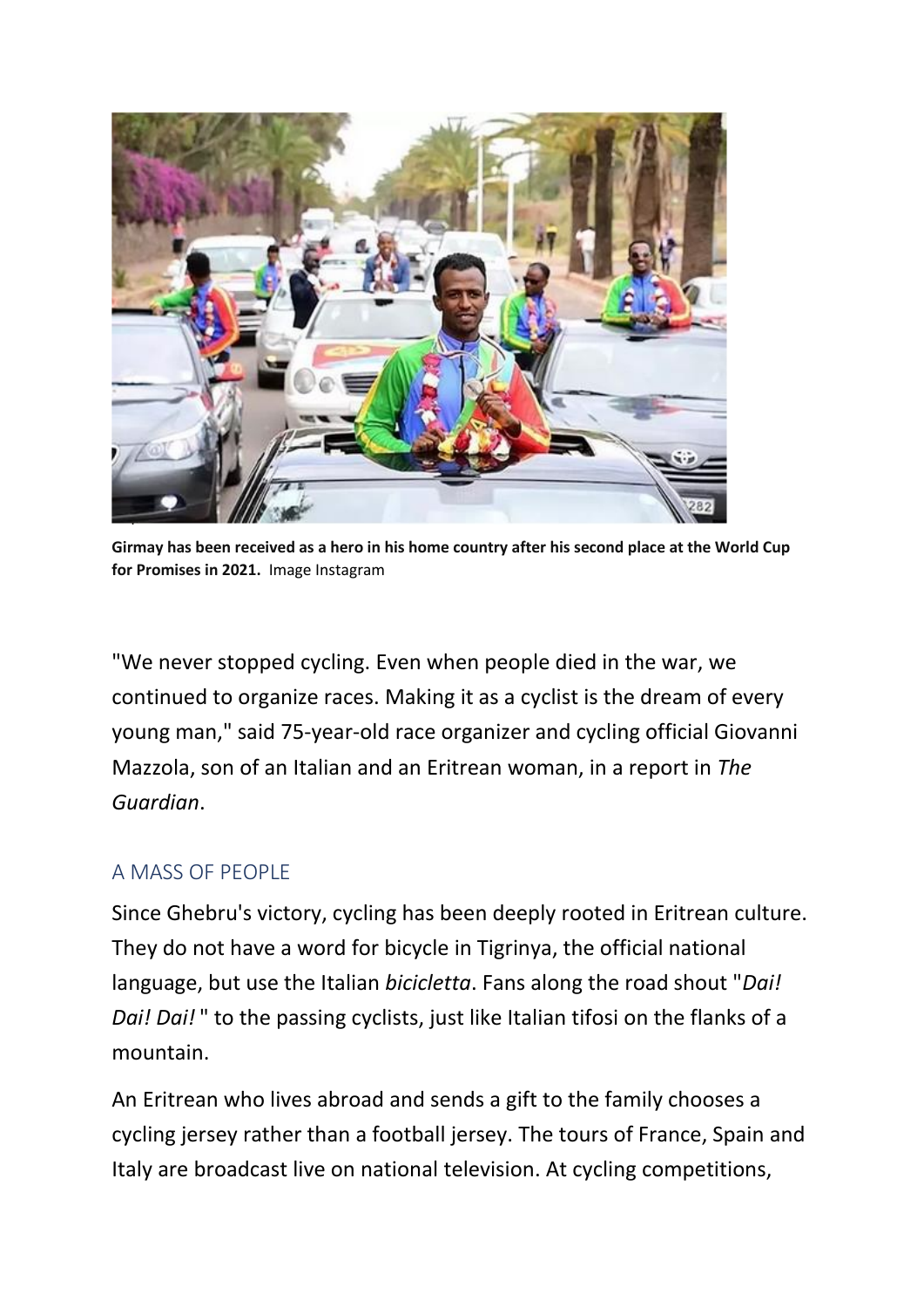**Girmay has been received as a hero in his home country after his second place at the World Cup for Promises in 2021.** Image Instagram

"We never stopped cycling. Even when people died in the war, we continued to organize races. Making it as a cyclist is the dream of every young man," said 75-year-old race organizer and cycling official Giovanni Mazzola, son of an Italian and an Eritrean woman, in a report in *The Guardian*.

## A MASS OF PEOPLE

Since Ghebru's victory, cycling has been deeply rooted in Eritrean culture. They do not have a word for bicycle in Tigrinya, the official national language, but use the Italian *bicicletta*. Fans along the road shout "*Dai! Dai! Dai!* " to the passing cyclists, just like Italian tifosi on the flanks of a mountain.

An Eritrean who lives abroad and sends a gift to the family chooses a cycling jersey rather than a football jersey. The tours of France, Spain and Italy are broadcast live on national television. At cycling competitions,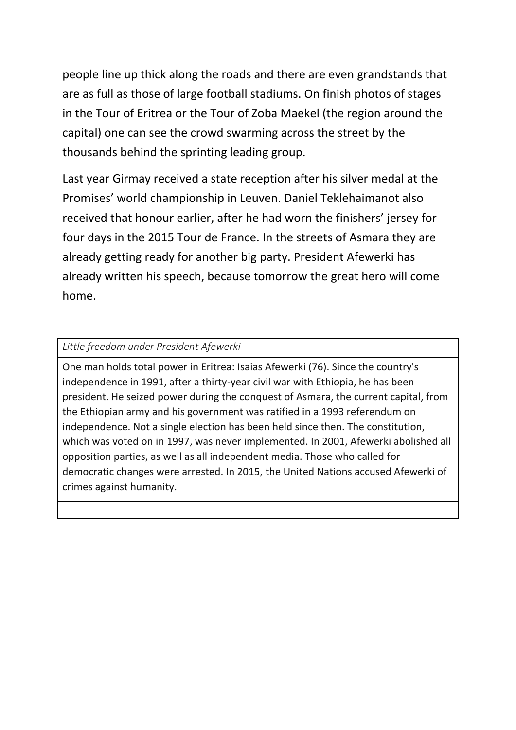people line up thick along the roads and there are even grandstands that are as full as those of large football stadiums. On finish photos of stages in the Tour of Eritrea or the Tour of Zoba Maekel (the region around the capital) one can see the crowd swarming across the street by the thousands behind the sprinting leading group.

Last year Girmay received a state reception after his silver medal at the Promises' world championship in Leuven. Daniel Teklehaimanot also received that honour earlier, after he had worn the finishers' jersey for four days in the 2015 Tour de France. In the streets of Asmara they are already getting ready for another big party. President Afewerki has already written his speech, because tomorrow the great hero will come home.

| *Little freedom under President Afewerki* |
| --- |
| One man holds total power in Eritrea: Isaias Afewerki (76). Since the country's independence in 1991, after a thirty-year civil war with Ethiopia, he has been president. He seized power during the conquest of Asmara, the current capital, from the Ethiopian army and his government was ratified in a 1993 referendum on independence. Not a single election has been held since then. The constitution, which was voted on in 1997, was never implemented. In 2001, Afewerki abolished all opposition parties, as well as all independent media. Those who called for democratic changes were arrested. In 2015, the United Nations accused Afewerki of crimes against humanity. |
| |